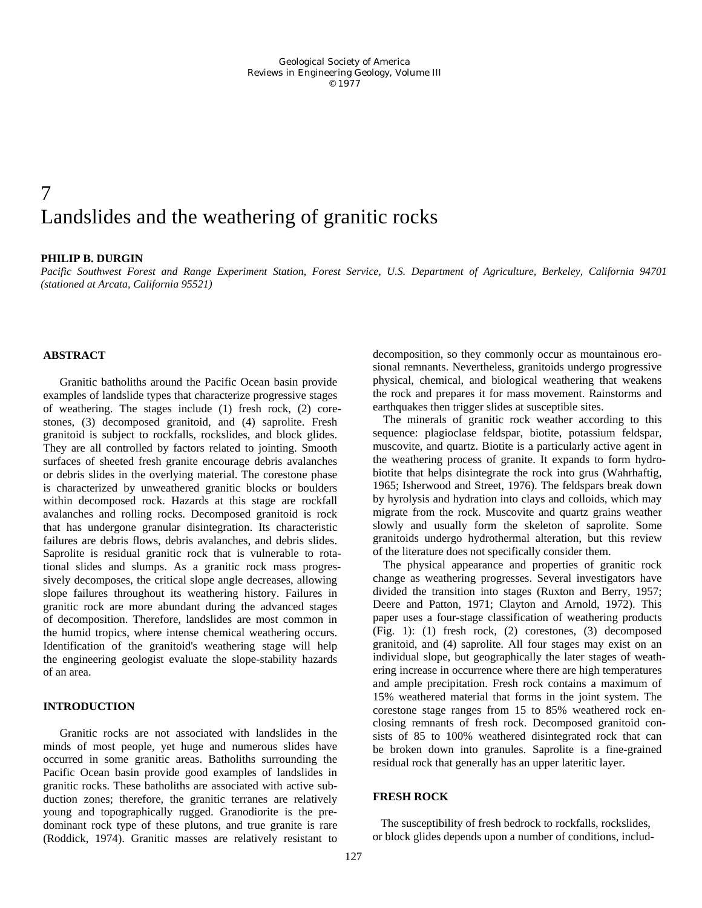Geological Society of America
Reviews in Engineering Geology, Volume III
© 1977

# 7
# Landslides and the weathering of granitic rocks

**PHILIP B. DURGIN**

*Pacific Southwest Forest and Range Experiment Station, Forest Service, U.S. Department of Agriculture, Berkeley, California 94701 (stationed at Arcata, California 95521)*

## ABSTRACT

Granitic batholiths around the Pacific Ocean basin provide examples of landslide types that characterize progressive stages of weathering. The stages include (1) fresh rock, (2) corestones, (3) decomposed granitoid, and (4) saprolite. Fresh granitoid is subject to rockfalls, rockslides, and block glides. They are all controlled by factors related to jointing. Smooth surfaces of sheeted fresh granite encourage debris avalanches or debris slides in the overlying material. The corestone phase is characterized by unweathered granitic blocks or boulders within decomposed rock. Hazards at this stage are rockfall avalanches and rolling rocks. Decomposed granitoid is rock that has undergone granular disintegration. Its characteristic failures are debris flows, debris avalanches, and debris slides. Saprolite is residual granitic rock that is vulnerable to rotational slides and slumps. As a granitic rock mass progressively decomposes, the critical slope angle decreases, allowing slope failures throughout its weathering history. Failures in granitic rock are more abundant during the advanced stages of decomposition. Therefore, landslides are most common in the humid tropics, where intense chemical weathering occurs. Identification of the granitoid's weathering stage will help the engineering geologist evaluate the slope-stability hazards of an area.

## INTRODUCTION

Granitic rocks are not associated with landslides in the minds of most people, yet huge and numerous slides have occurred in some granitic areas. Batholiths surrounding the Pacific Ocean basin provide good examples of landslides in granitic rocks. These batholiths are associated with active subduction zones; therefore, the granitic terranes are relatively young and topographically rugged. Granodiorite is the predominant rock type of these plutons, and true granite is rare (Roddick, 1974). Granitic masses are relatively resistant to decomposition, so they commonly occur as mountainous erosional remnants. Nevertheless, granitoids undergo progressive physical, chemical, and biological weathering that weakens the rock and prepares it for mass movement. Rainstorms and earthquakes then trigger slides at susceptible sites.

The minerals of granitic rock weather according to this sequence: plagioclase feldspar, biotite, potassium feldspar, muscovite, and quartz. Biotite is a particularly active agent in the weathering process of granite. It expands to form hydrobiotite that helps disintegrate the rock into grus (Wahrhaftig, 1965; Isherwood and Street, 1976). The feldspars break down by hyrolysis and hydration into clays and colloids, which may migrate from the rock. Muscovite and quartz grains weather slowly and usually form the skeleton of saprolite. Some granitoids undergo hydrothermal alteration, but this review of the literature does not specifically consider them.

The physical appearance and properties of granitic rock change as weathering progresses. Several investigators have divided the transition into stages (Ruxton and Berry, 1957; Deere and Patton, 1971; Clayton and Arnold, 1972). This paper uses a four-stage classification of weathering products (Fig. 1): (1) fresh rock, (2) corestones, (3) decomposed granitoid, and (4) saprolite. All four stages may exist on an individual slope, but geographically the later stages of weathering increase in occurrence where there are high temperatures and ample precipitation. Fresh rock contains a maximum of 15% weathered material that forms in the joint system. The corestone stage ranges from 15 to 85% weathered rock enclosing remnants of fresh rock. Decomposed granitoid consists of 85 to 100% weathered disintegrated rock that can be broken down into granules. Saprolite is a fine-grained residual rock that generally has an upper lateritic layer.

## FRESH ROCK

The susceptibility of fresh bedrock to rockfalls, rockslides, or block glides depends upon a number of conditions, includ-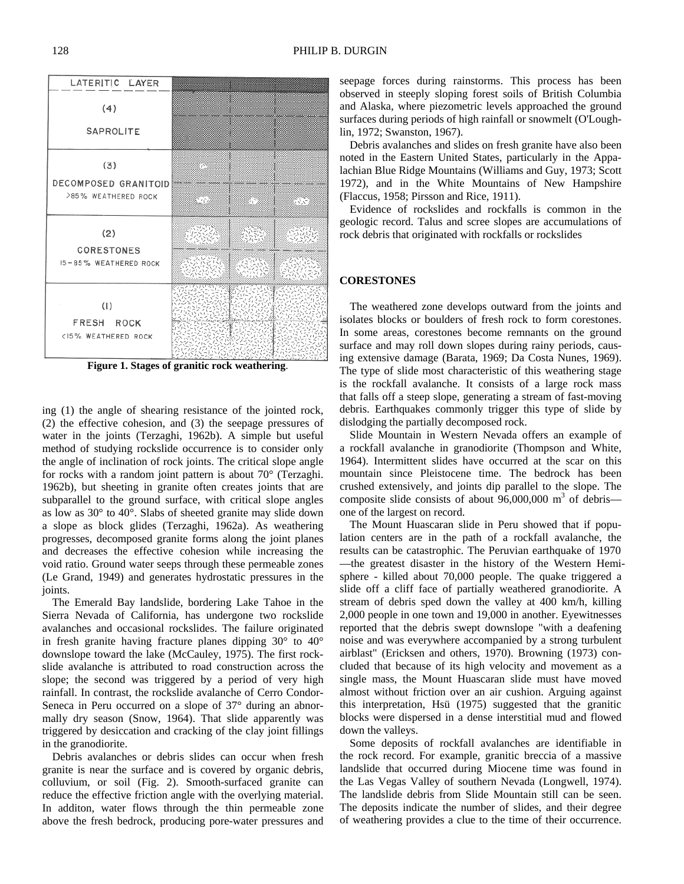LATERITIC LAYER

(4) SAPROLITE

(3) DECOMPOSED GRANITOID >85% WEATHERED ROCK

(2) CORESTONES 15–85% WEATHERED ROCK

(1) FRESH ROCK <15% WEATHERED ROCK

**Figure 1. Stages of granitic rock weathering**.

ing (1) the angle of shearing resistance of the jointed rock, (2) the effective cohesion, and (3) the seepage pressures of water in the joints (Terzaghi, 1962b). A simple but useful method of studying rockslide occurrence is to consider only the angle of inclination of rock joints. The critical slope angle for rocks with a random joint pattern is about 70° (Terzaghi. 1962b), but sheeting in granite often creates joints that are subparallel to the ground surface, with critical slope angles as low as 30° to 40°. Slabs of sheeted granite may slide down a slope as block glides (Terzaghi, 1962a). As weathering progresses, decomposed granite forms along the joint planes and decreases the effective cohesion while increasing the void ratio. Ground water seeps through these permeable zones (Le Grand, 1949) and generates hydrostatic pressures in the joints.

The Emerald Bay landslide, bordering Lake Tahoe in the Sierra Nevada of California, has undergone two rockslide avalanches and occasional rockslides. The failure originated in fresh granite having fracture planes dipping 30° to 40° downslope toward the lake (McCauley, 1975). The first rockslide avalanche is attributed to road construction across the slope; the second was triggered by a period of very high rainfall. In contrast, the rockslide avalanche of Cerro Condor-Seneca in Peru occurred on a slope of 37° during an abnormally dry season (Snow, 1964). That slide apparently was triggered by desiccation and cracking of the clay joint fillings in the granodiorite.

Debris avalanches or debris slides can occur when fresh granite is near the surface and is covered by organic debris, colluvium, or soil (Fig. 2). Smooth-surfaced granite can reduce the effective friction angle with the overlying material. In additon, water flows through the thin permeable zone above the fresh bedrock, producing pore-water pressures and seepage forces during rainstorms. This process has been observed in steeply sloping forest soils of British Columbia and Alaska, where piezometric levels approached the ground surfaces during periods of high rainfall or snowmelt (O'Loughlin, 1972; Swanston, 1967).

Debris avalanches and slides on fresh granite have also been noted in the Eastern United States, particularly in the Appalachian Blue Ridge Mountains (Williams and Guy, 1973; Scott 1972), and in the White Mountains of New Hampshire (Flaccus, 1958; Pirsson and Rice, 1911).

Evidence of rockslides and rockfalls is common in the geologic record. Talus and scree slopes are accumulations of rock debris that originated with rockfalls or rockslides

## CORESTONES

The weathered zone develops outward from the joints and isolates blocks or boulders of fresh rock to form corestones. In some areas, corestones become remnants on the ground surface and may roll down slopes during rainy periods, causing extensive damage (Barata, 1969; Da Costa Nunes, 1969). The type of slide most characteristic of this weathering stage is the rockfall avalanche. It consists of a large rock mass that falls off a steep slope, generating a stream of fast-moving debris. Earthquakes commonly trigger this type of slide by dislodging the partially decomposed rock.

Slide Mountain in Western Nevada offers an example of a rockfall avalanche in granodiorite (Thompson and White, 1964). Intermittent slides have occurred at the scar on this mountain since Pleistocene time. The bedrock has been crushed extensively, and joints dip parallel to the slope. The composite slide consists of about 96,000,000 $m^3$ of debris—one of the largest on record.

The Mount Huascaran slide in Peru showed that if population centers are in the path of a rockfall avalanche, the results can be catastrophic. The Peruvian earthquake of 1970—the greatest disaster in the history of the Western Hemisphere - killed about 70,000 people. The quake triggered a slide off a cliff face of partially weathered granodiorite. A stream of debris sped down the valley at 400 km/h, killing 2,000 people in one town and 19,000 in another. Eyewitnesses reported that the debris swept downslope "with a deafening noise and was everywhere accompanied by a strong turbulent airblast" (Ericksen and others, 1970). Browning (1973) concluded that because of its high velocity and movement as a single mass, the Mount Huascaran slide must have moved almost without friction over an air cushion. Arguing against this interpretation, Hsü (1975) suggested that the granitic blocks were dispersed in a dense interstitial mud and flowed down the valleys.

Some deposits of rockfall avalanches are identifiable in the rock record. For example, granitic breccia of a massive landslide that occurred during Miocene time was found in the Las Vegas Valley of southern Nevada (Longwell, 1974). The landslide debris from Slide Mountain still can be seen. The deposits indicate the number of slides, and their degree of weathering provides a clue to the time of their occurrence.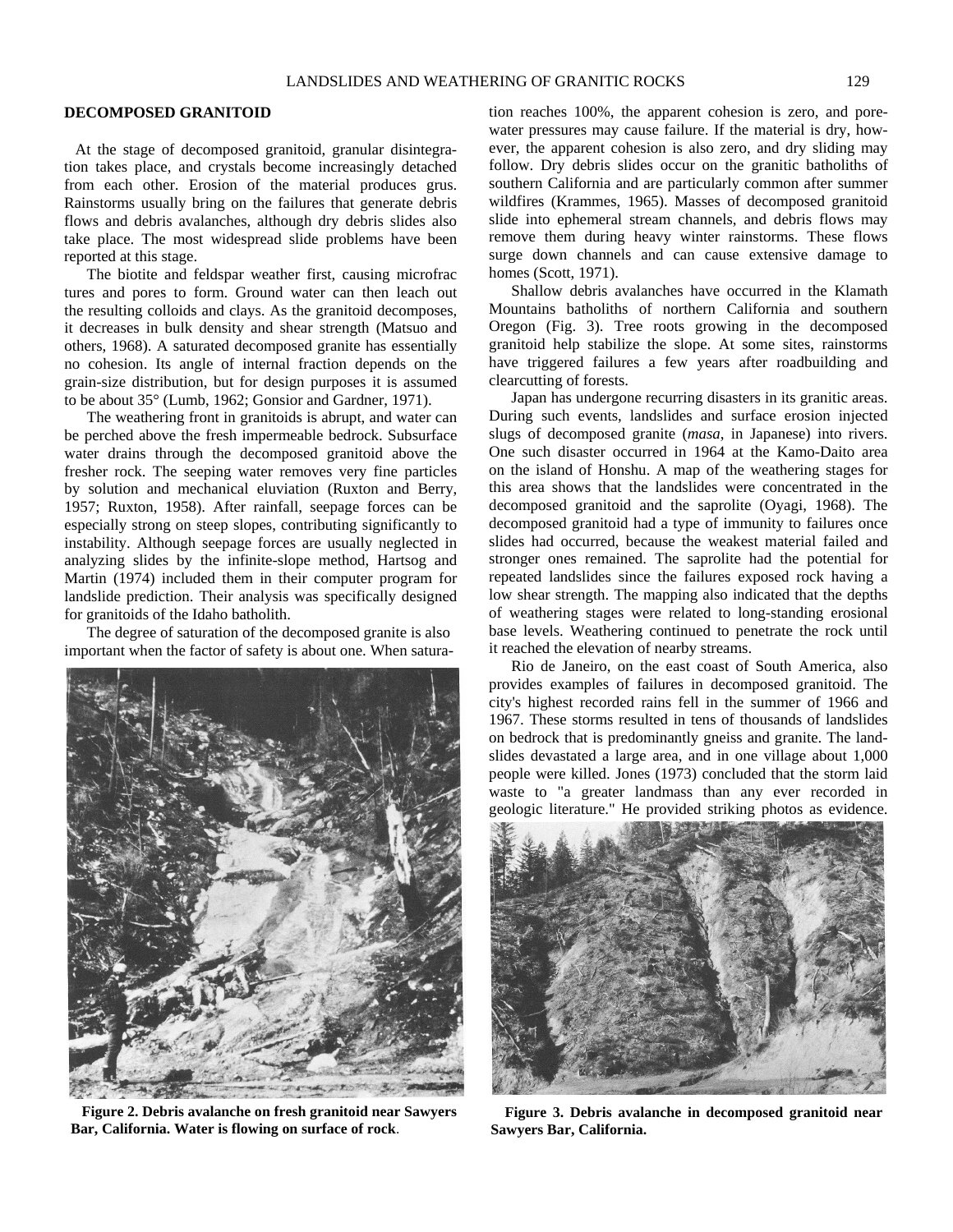## DECOMPOSED GRANITOID

At the stage of decomposed granitoid, granular disintegration takes place, and crystals become increasingly detached from each other. Erosion of the material produces grus. Rainstorms usually bring on the failures that generate debris flows and debris avalanches, although dry debris slides also take place. The most widespread slide problems have been reported at this stage.

The biotite and feldspar weather first, causing microfractures and pores to form. Ground water can then leach out the resulting colloids and clays. As the granitoid decomposes, it decreases in bulk density and shear strength (Matsuo and others, 1968). A saturated decomposed granite has essentially no cohesion. Its angle of internal fraction depends on the grain-size distribution, but for design purposes it is assumed to be about 35° (Lumb, 1962; Gonsior and Gardner, 1971).

The weathering front in granitoids is abrupt, and water can be perched above the fresh impermeable bedrock. Subsurface water drains through the decomposed granitoid above the fresher rock. The seeping water removes very fine particles by solution and mechanical eluviation (Ruxton and Berry, 1957; Ruxton, 1958). After rainfall, seepage forces can be especially strong on steep slopes, contributing significantly to instability. Although seepage forces are usually neglected in analyzing slides by the infinite-slope method, Hartsog and Martin (1974) included them in their computer program for landslide prediction. Their analysis was specifically designed for granitoids of the Idaho batholith.

The degree of saturation of the decomposed granite is also important when the factor of safety is about one. When saturation reaches 100%, the apparent cohesion is zero, and pore-water pressures may cause failure. If the material is dry, however, the apparent cohesion is also zero, and dry sliding may follow. Dry debris slides occur on the granitic batholiths of southern California and are particularly common after summer wildfires (Krammes, 1965). Masses of decomposed granitoid slide into ephemeral stream channels, and debris flows may remove them during heavy winter rainstorms. These flows surge down channels and can cause extensive damage to homes (Scott, 1971).

**Figure 2. Debris avalanche on fresh granitoid near Sawyers Bar, California. Water is flowing on surface of rock**.

Shallow debris avalanches have occurred in the Klamath Mountains batholiths of northern California and southern Oregon (Fig. 3). Tree roots growing in the decomposed granitoid help stabilize the slope. At some sites, rainstorms have triggered failures a few years after roadbuilding and clearcutting of forests.

Japan has undergone recurring disasters in its granitic areas. During such events, landslides and surface erosion injected slugs of decomposed granite (*masa*, in Japanese) into rivers. One such disaster occurred in 1964 at the Kamo-Daito area on the island of Honshu. A map of the weathering stages for this area shows that the landslides were concentrated in the decomposed granitoid and the saprolite (Oyagi, 1968). The decomposed granitoid had a type of immunity to failures once slides had occurred, because the weakest material failed and stronger ones remained. The saprolite had the potential for repeated landslides since the failures exposed rock having a low shear strength. The mapping also indicated that the depths of weathering stages were related to long-standing erosional base levels. Weathering continued to penetrate the rock until it reached the elevation of nearby streams.

Rio de Janeiro, on the east coast of South America, also provides examples of failures in decomposed granitoid. The city's highest recorded rains fell in the summer of 1966 and 1967. These storms resulted in tens of thousands of landslides on bedrock that is predominantly gneiss and granite. The landslides devastated a large area, and in one village about 1,000 people were killed. Jones (1973) concluded that the storm laid waste to "a greater landmass than any ever recorded in geologic literature." He provided striking photos as evidence.

**Figure 3. Debris avalanche in decomposed granitoid near Sawyers Bar, California.**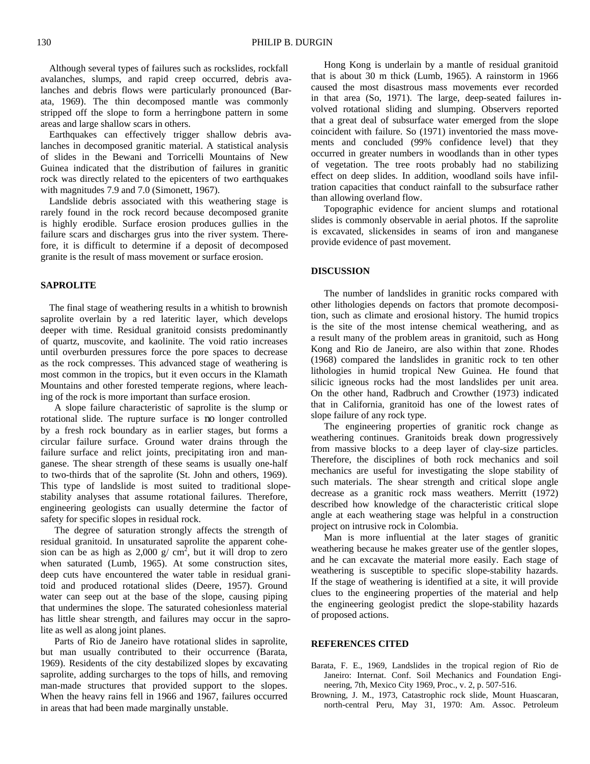Although several types of failures such as rockslides, rockfall avalanches, slumps, and rapid creep occurred, debris avalanches and debris flows were particularly pronounced (Barata, 1969). The thin decomposed mantle was commonly stripped off the slope to form a herringbone pattern in some areas and large shallow scars in others.

Earthquakes can effectively trigger shallow debris avalanches in decomposed granitic material. A statistical analysis of slides in the Bewani and Torricelli Mountains of New Guinea indicated that the distribution of failures in granitic rock was directly related to the epicenters of two earthquakes with magnitudes 7.9 and 7.0 (Simonett, 1967).

Landslide debris associated with this weathering stage is rarely found in the rock record because decomposed granite is highly erodible. Surface erosion produces gullies in the failure scars and discharges grus into the river system. Therefore, it is difficult to determine if a deposit of decomposed granite is the result of mass movement or surface erosion.

## SAPROLITE

The final stage of weathering results in a whitish to brownish saprolite overlain by a red lateritic layer, which develops deeper with time. Residual granitoid consists predominantly of quartz, muscovite, and kaolinite. The void ratio increases until overburden pressures force the pore spaces to decrease as the rock compresses. This advanced stage of weathering is most common in the tropics, but it even occurs in the Klamath Mountains and other forested temperate regions, where leaching of the rock is more important than surface erosion.

A slope failure characteristic of saprolite is the slump or rotational slide. The rupture surface is no longer controlled by a fresh rock boundary as in earlier stages, but forms a circular failure surface. Ground water drains through the failure surface and relict joints, precipitating iron and manganese. The shear strength of these seams is usually one-half to two-thirds that of the saprolite (St. John and others, 1969). This type of landslide is most suited to traditional slope-stability analyses that assume rotational failures. Therefore, engineering geologists can usually determine the factor of safety for specific slopes in residual rock.

The degree of saturation strongly affects the strength of residual granitoid. In unsaturated saprolite the apparent cohesion can be as high as 2,000 g/ $cm^2$, but it will drop to zero when saturated (Lumb, 1965). At some construction sites, deep cuts have encountered the water table in residual granitoid and produced rotational slides (Deere, 1957). Ground water can seep out at the base of the slope, causing piping that undermines the slope. The saturated cohesionless material has little shear strength, and failures may occur in the saprolite as well as along joint planes.

Parts of Rio de Janeiro have rotational slides in saprolite, but man usually contributed to their occurrence (Barata, 1969). Residents of the city destabilized slopes by excavating saprolite, adding surcharges to the tops of hills, and removing man-made structures that provided support to the slopes. When the heavy rains fell in 1966 and 1967, failures occurred in areas that had been made marginally unstable.

Hong Kong is underlain by a mantle of residual granitoid that is about 30 m thick (Lumb, 1965). A rainstorm in 1966 caused the most disastrous mass movements ever recorded in that area (So, 1971). The large, deep-seated failures involved rotational sliding and slumping. Observers reported that a great deal of subsurface water emerged from the slope coincident with failure. So (1971) inventoried the mass movements and concluded (99% confidence level) that they occurred in greater numbers in woodlands than in other types of vegetation. The tree roots probably had no stabilizing effect on deep slides. In addition, woodland soils have infiltration capacities that conduct rainfall to the subsurface rather than allowing overland flow.

Topographic evidence for ancient slumps and rotational slides is commonly observable in aerial photos. If the saprolite is excavated, slickensides in seams of iron and manganese provide evidence of past movement.

## DISCUSSION

The number of landslides in granitic rocks compared with other lithologies depends on factors that promote decomposition, such as climate and erosional history. The humid tropics is the site of the most intense chemical weathering, and as a result many of the problem areas in granitoid, such as Hong Kong and Rio de Janeiro, are also within that zone. Rhodes (1968) compared the landslides in granitic rock to ten other lithologies in humid tropical New Guinea. He found that silicic igneous rocks had the most landslides per unit area. On the other hand, Radbruch and Crowther (1973) indicated that in California, granitoid has one of the lowest rates of slope failure of any rock type.

The engineering properties of granitic rock change as weathering continues. Granitoids break down progressively from massive blocks to a deep layer of clay-size particles. Therefore, the disciplines of both rock mechanics and soil mechanics are useful for investigating the slope stability of such materials. The shear strength and critical slope angle decrease as a granitic rock mass weathers. Merritt (1972) described how knowledge of the characteristic critical slope angle at each weathering stage was helpful in a construction project on intrusive rock in Colombia.

Man is more influential at the later stages of granitic weathering because he makes greater use of the gentler slopes, and he can excavate the material more easily. Each stage of weathering is susceptible to specific slope-stability hazards. If the stage of weathering is identified at a site, it will provide clues to the engineering properties of the material and help the engineering geologist predict the slope-stability hazards of proposed actions.

## REFERENCES CITED

Barata, F. E., 1969, Landslides in the tropical region of Rio de Janeiro: Internat. Conf. Soil Mechanics and Foundation Engineering, 7th, Mexico City 1969, Proc., v. 2, p. 507-516.

Browning, J. M., 1973, Catastrophic rock slide, Mount Huascaran, north-central Peru, May 31, 1970: Am. Assoc. Petroleum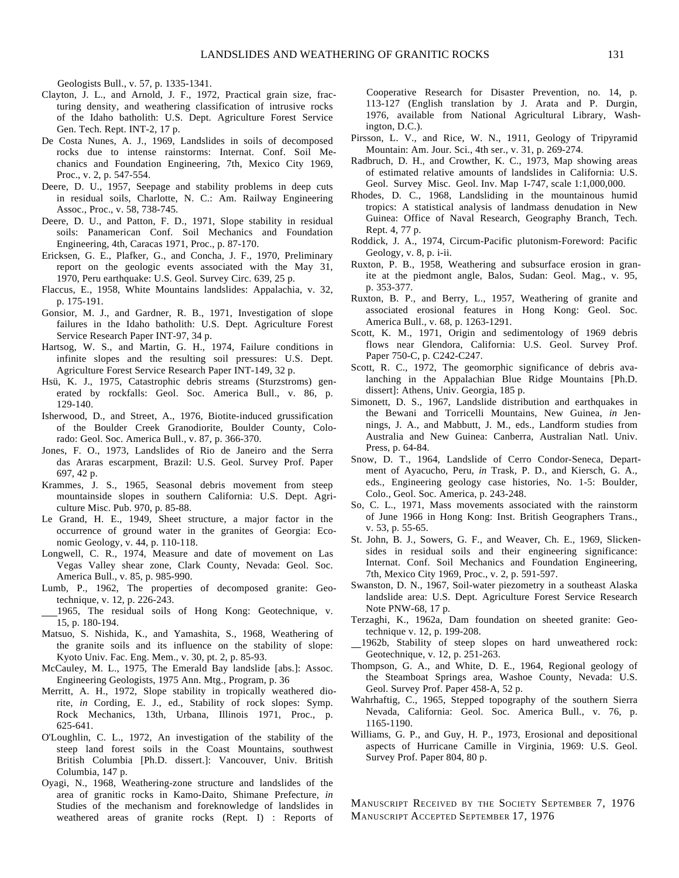Geologists Bull., v. 57, p. 1335-1341.

Clayton, J. L., and Arnold, J. F., 1972, Practical grain size, fracturing density, and weathering classification of intrusive rocks of the Idaho batholith: U.S. Dept. Agriculture Forest Service Gen. Tech. Rept. INT-2, 17 p.

De Costa Nunes, A. J., 1969, Landslides in soils of decomposed rocks due to intense rainstorms: Internat. Conf. Soil Mechanics and Foundation Engineering, 7th, Mexico City 1969, Proc., v. 2, p. 547-554.

Deere, D. U., 1957, Seepage and stability problems in deep cuts in residual soils, Charlotte, N. C.: Am. Railway Engineering Assoc., Proc., v. 58, 738-745.

Deere, D. U., and Patton, F. D., 1971, Slope stability in residual soils: Panamerican Conf. Soil Mechanics and Foundation Engineering, 4th, Caracas 1971, Proc., p. 87-170.

Ericksen, G. E., Plafker, G., and Concha, J. F., 1970, Preliminary report on the geologic events associated with the May 31, 1970, Peru earthquake: U.S. Geol. Survey Circ. 639, 25 p.

Flaccus, E., 1958, White Mountains landslides: Appalachia, v. 32, p. 175-191.

Gonsior, M. J., and Gardner, R. B., 1971, Investigation of slope failures in the Idaho batholith: U.S. Dept. Agriculture Forest Service Research Paper INT-97, 34 p.

Hartsog, W. S., and Martin, G. H., 1974, Failure conditions in infinite slopes and the resulting soil pressures: U.S. Dept. Agriculture Forest Service Research Paper INT-149, 32 p.

Hsü, K. J., 1975, Catastrophic debris streams (Sturzstroms) generated by rockfalls: Geol. Soc. America Bull., v. 86, p. 129-140.

Isherwood, D., and Street, A., 1976, Biotite-induced grussification of the Boulder Creek Granodiorite, Boulder County, Colorado: Geol. Soc. America Bull., v. 87, p. 366-370.

Jones, F. O., 1973, Landslides of Rio de Janeiro and the Serra das Araras escarpment, Brazil: U.S. Geol. Survey Prof. Paper 697, 42 p.

Krammes, J. S., 1965, Seasonal debris movement from steep mountainside slopes in southern California: U.S. Dept. Agriculture Misc. Pub. 970, p. 85-88.

Le Grand, H. E., 1949, Sheet structure, a major factor in the occurrence of ground water in the granites of Georgia: Economic Geology, v. 44, p. 110-118.

Longwell, C. R., 1974, Measure and date of movement on Las Vegas Valley shear zone, Clark County, Nevada: Geol. Soc. America Bull., v. 85, p. 985-990.

Lumb, P., 1962, The properties of decomposed granite: Geotechnique, v. 12, p. 226-243.

___1965, The residual soils of Hong Kong: Geotechnique, v. 15, p. 180-194.

Matsuo, S. Nishida, K., and Yamashita, S., 1968, Weathering of the granite soils and its influence on the stability of slope: Kyoto Univ. Fac. Eng. Mem., v. 30, pt. 2, p. 85-93.

McCauley, M. L., 1975, The Emerald Bay landslide [abs.]: Assoc. Engineering Geologists, 1975 Ann. Mtg., Program, p. 36

Merritt, A. H., 1972, Slope stability in tropically weathered diorite, *in* Cording, E. J., ed., Stability of rock slopes: Symp. Rock Mechanics, 13th, Urbana, Illinois 1971, Proc., p. 625-641.

O'Loughlin, C. L., 1972, An investigation of the stability of the steep land forest soils in the Coast Mountains, southwest British Columbia [Ph.D. dissert.]: Vancouver, Univ. British Columbia, 147 p.

Oyagi, N., 1968, Weathering-zone structure and landslides of the area of granitic rocks in Kamo-Daito, Shimane Prefecture, *in* Studies of the mechanism and foreknowledge of landslides in weathered areas of granite rocks (Rept. I) : Reports of Cooperative Research for Disaster Prevention, no. 14, p. 113-127 (English translation by J. Arata and P. Durgin, 1976, available from National Agricultural Library, Washington, D.C.).

Pirsson, L. V., and Rice, W. N., 1911, Geology of Tripyramid Mountain: Am. Jour. Sci., 4th ser., v. 31, p. 269-274.

Radbruch, D. H., and Crowther, K. C., 1973, Map showing areas of estimated relative amounts of landslides in California: U.S. Geol. Survey Misc. Geol. Inv. Map I-747, scale 1:1,000,000.

Rhodes, D. C., 1968, Landsliding in the mountainous humid tropics: A statistical analysis of landmass denudation in New Guinea: Office of Naval Research, Geography Branch, Tech. Rept. 4, 77 p.

Roddick, J. A., 1974, Circum-Pacific plutonism-Foreword: Pacific Geology, v. 8, p. i-ii.

Ruxton, P. B., 1958, Weathering and subsurface erosion in granite at the piedmont angle, Balos, Sudan: Geol. Mag., v. 95, p. 353-377.

Ruxton, B. P., and Berry, L., 1957, Weathering of granite and associated erosional features in Hong Kong: Geol. Soc. America Bull., v. 68, p. 1263-1291.

Scott, K. M., 1971, Origin and sedimentology of 1969 debris flows near Glendora, California: U.S. Geol. Survey Prof. Paper 750-C, p. C242-C247.

Scott, R. C., 1972, The geomorphic significance of debris avalanching in the Appalachian Blue Ridge Mountains [Ph.D. dissert]: Athens, Univ. Georgia, 185 p.

Simonett, D. S., 1967, Landslide distribution and earthquakes in the Bewani and Torricelli Mountains, New Guinea, *in* Jennings, J. A., and Mabbutt, J. M., eds., Landform studies from Australia and New Guinea: Canberra, Australian Natl. Univ. Press, p. 64-84.

Snow, D. T., 1964, Landslide of Cerro Condor-Seneca, Department of Ayacucho, Peru, *in* Trask, P. D., and Kiersch, G. A., eds., Engineering geology case histories, No. 1-5: Boulder, Colo., Geol. Soc. America, p. 243-248.

So, C. L., 1971, Mass movements associated with the rainstorm of June 1966 in Hong Kong: Inst. British Geographers Trans., v. 53, p. 55-65.

St. John, B. J., Sowers, G. F., and Weaver, Ch. E., 1969, Slickensides in residual soils and their engineering significance: Internat. Conf. Soil Mechanics and Foundation Engineering, 7th, Mexico City 1969, Proc., v. 2, p. 591-597.

Swanston, D. N., 1967, Soil-water piezometry in a southeast Alaska landslide area: U.S. Dept. Agriculture Forest Service Research Note PNW-68, 17 p.

Terzaghi, K., 1962a, Dam foundation on sheeted granite: Geotechnique v. 12, p. 199-208.

__1962b, Stability of steep slopes on hard unweathered rock: Geotechnique, v. 12, p. 251-263.

Thompson, G. A., and White, D. E., 1964, Regional geology of the Steamboat Springs area, Washoe County, Nevada: U.S. Geol. Survey Prof. Paper 458-A, 52 p.

Wahrhaftig, C., 1965, Stepped topography of the southern Sierra Nevada, California: Geol. Soc. America Bull., v. 76, p. 1165-1190.

Williams, G. P., and Guy, H. P., 1973, Erosional and depositional aspects of Hurricane Camille in Virginia, 1969: U.S. Geol. Survey Prof. Paper 804, 80 p.

Manuscript Received by the Society September 7, 1976
Manuscript Accepted September 17, 1976